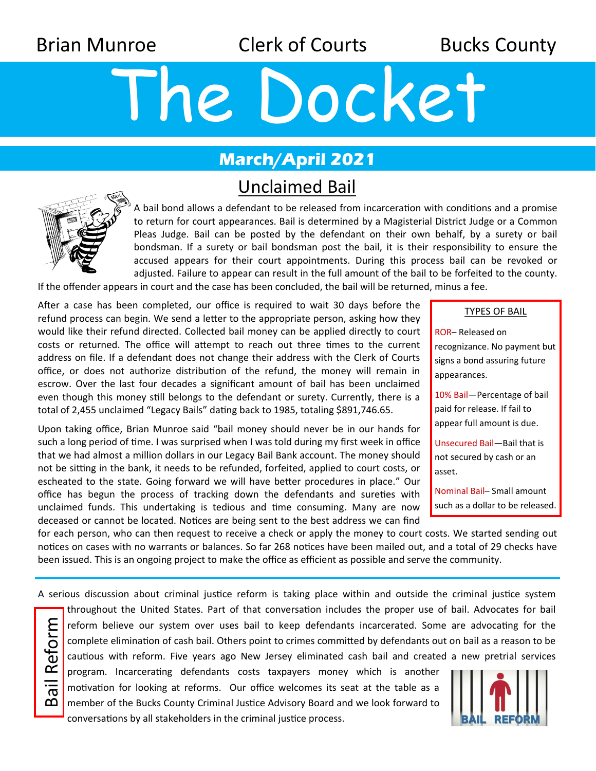Brian Munroe — Clerk of Courts — Bucks County

# The Docket

## March/April 2021

## Unclaimed Bail

A bail bond allows a defendant to be released from incarceration with conditions and a promise to return for court appearances. Bail is determined by a Magisterial District Judge or a Common Pleas Judge. Bail can be posted by the defendant on their own behalf, by a surety or bail bondsman. If a surety or bail bondsman post the bail, it is their responsibility to ensure the accused appears for their court appointments. During this process bail can be revoked or adjusted. Failure to appear can result in the full amount of the bail to be forfeited to the county. If the offender appears in court and the case has been concluded, the bail will be returned, minus a fee.

After a case has been completed, our office is required to wait 30 days before the refund process can begin. We send a letter to the appropriate person, asking how they would like their refund directed. Collected bail money can be applied directly to court costs or returned. The office will attempt to reach out three times to the current address on file. If a defendant does not change their address with the Clerk of Courts office, or does not authorize distribution of the refund, the money will remain in escrow. Over the last four decades a significant amount of bail has been unclaimed even though this money still belongs to the defendant or surety. Currently, there is a total of 2,455 unclaimed "Legacy Bails" dating back to 1985, totaling $891,746.65.

Upon taking office, Brian Munroe said "bail money should never be in our hands for such a long period of time. I was surprised when I was told during my first week in office that we had almost a million dollars in our Legacy Bail Bank account. The money should not be sitting in the bank, it needs to be refunded, forfeited, applied to court costs, or escheated to the state. Going forward we will have better procedures in place." Our office has begun the process of tracking down the defendants and sureties with unclaimed funds. This undertaking is tedious and time consuming. Many are now deceased or cannot be located. Notices are being sent to the best address we can find for each person, who can then request to receive a check or apply the money to court costs. We started sending out notices on cases with no warrants or balances. So far 268 notices have been mailed out, and a total of 29 checks have been issued. This is an ongoing project to make the office as efficient as possible and serve the community.

**TYPES OF BAIL**

- **ROR**– Released on recognizance. No payment but signs a bond assuring future appearances.
- **10% Bail**—Percentage of bail paid for release. If fail to appear full amount is due.
- **Unsecured Bail**—Bail that is not secured by cash or an asset.
- **Nominal Bail**– Small amount such as a dollar to be released.

## Bail Reform

A serious discussion about criminal justice reform is taking place within and outside the criminal justice system throughout the United States. Part of that conversation includes the proper use of bail. Advocates for bail reform believe our system over uses bail to keep defendants incarcerated. Some are advocating for the complete elimination of cash bail. Others point to crimes committed by defendants out on bail as a reason to be cautious with reform. Five years ago New Jersey eliminated cash bail and created a new pretrial services program. Incarcerating defendants costs taxpayers money which is another motivation for looking at reforms. Our office welcomes its seat at the table as a member of the Bucks County Criminal Justice Advisory Board and we look forward to conversations by all stakeholders in the criminal justice process.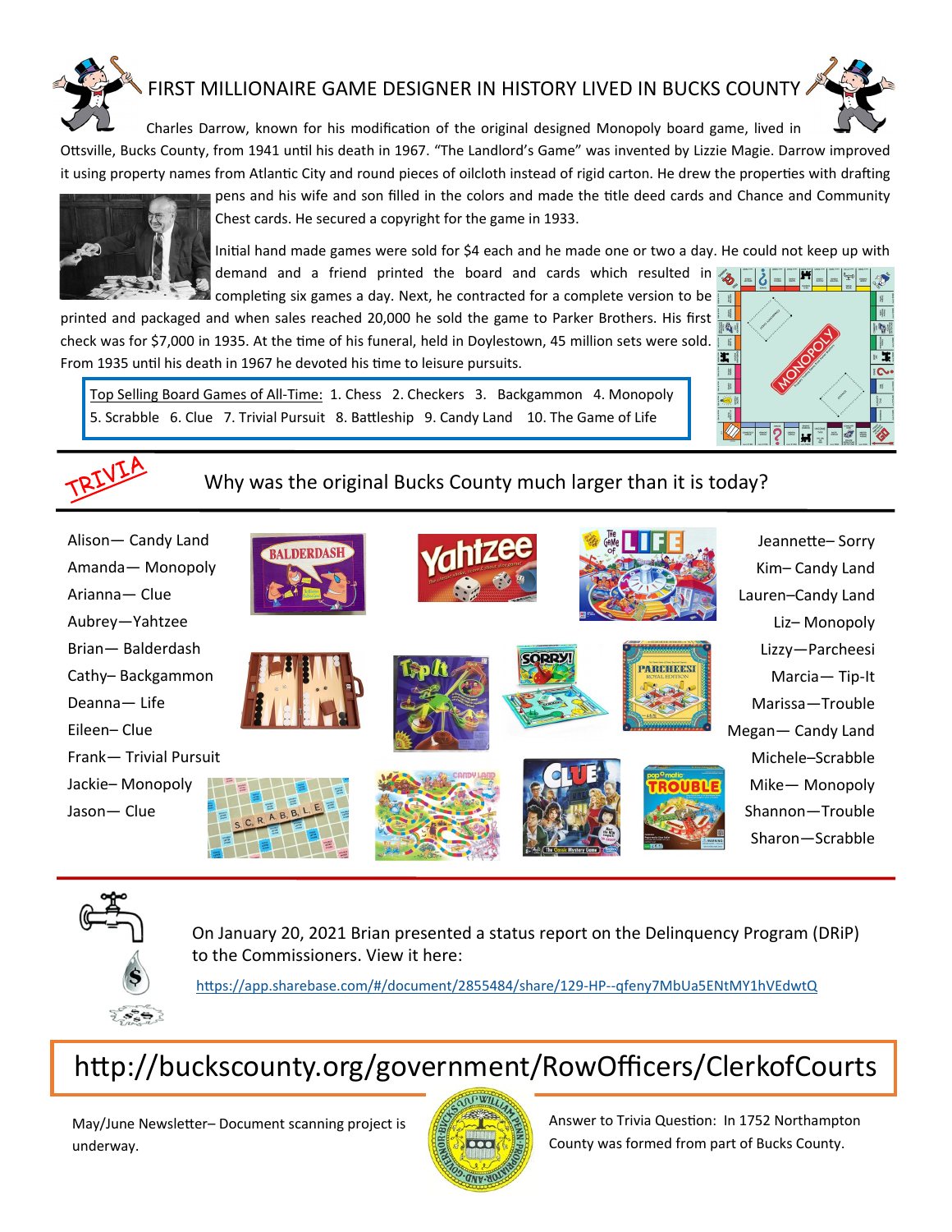## FIRST MILLIONAIRE GAME DESIGNER IN HISTORY LIVED IN BUCKS COUNTY

Charles Darrow, known for his modification of the original designed Monopoly board game, lived in Ottsville, Bucks County, from 1941 until his death in 1967. "The Landlord's Game" was invented by Lizzie Magie. Darrow improved it using property names from Atlantic City and round pieces of oilcloth instead of rigid carton. He drew the properties with drafting pens and his wife and son filled in the colors and made the title deed cards and Chance and Community Chest cards. He secured a copyright for the game in 1933.

Initial hand made games were sold for $4 each and he made one or two a day. He could not keep up with demand and a friend printed the board and cards which resulted in completing six games a day. Next, he contracted for a complete version to be printed and packaged and when sales reached 20,000 he sold the game to Parker Brothers. His first check was for $7,000 in 1935. At the time of his funeral, held in Doylestown, 45 million sets were sold. From 1935 until his death in 1967 he devoted his time to leisure pursuits.

Top Selling Board Games of All-Time: 1. Chess 2. Checkers 3. Backgammon 4. Monopoly 5. Scrabble 6. Clue 7. Trivial Pursuit 8. Battleship 9. Candy Land 10. The Game of Life

## TRIVIA

Why was the original Bucks County much larger than it is today?

- Alison— Candy Land
- Amanda— Monopoly
- Arianna— Clue
- Aubrey—Yahtzee
- Brian— Balderdash
- Cathy– Backgammon
- Deanna— Life
- Eileen– Clue
- Frank— Trivial Pursuit
- Jackie– Monopoly
- Jason— Clue
- Jeannette– Sorry
- Kim– Candy Land
- Lauren–Candy Land
- Liz– Monopoly
- Lizzy—Parcheesi
- Marcia— Tip-It
- Marissa—Trouble
- Megan— Candy Land
- Michele–Scrabble
- Mike— Monopoly
- Shannon—Trouble
- Sharon—Scrabble

On January 20, 2021 Brian presented a status report on the Delinquency Program (DRiP) to the Commissioners. View it here:

https://app.sharebase.com/#/document/2855484/share/129-HP--qfeny7MbUa5ENtMY1hVEdwtQ

# http://buckscounty.org/government/RowOfficers/ClerkofCourts

May/June Newsletter– Document scanning project is underway.

Answer to Trivia Question: In 1752 Northampton County was formed from part of Bucks County.